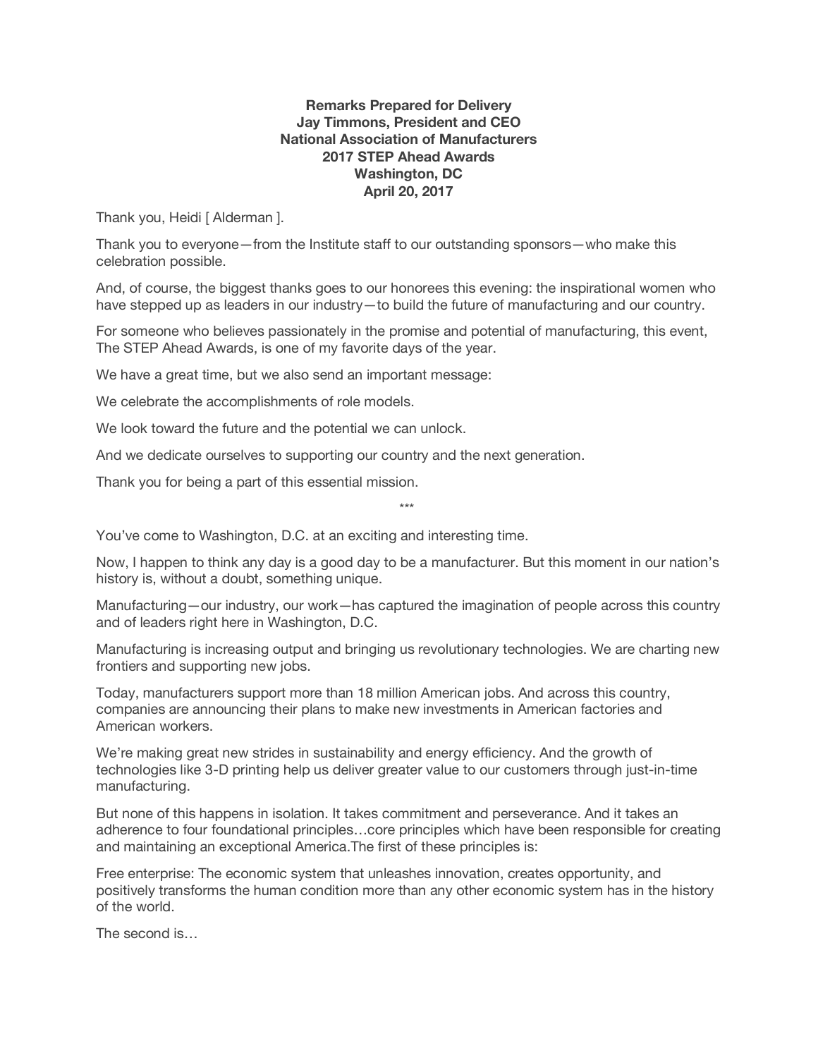**Remarks Prepared for Delivery**
**Jay Timmons, President and CEO**
**National Association of Manufacturers**
**2017 STEP Ahead Awards**
**Washington, DC**
**April 20, 2017**

Thank you, Heidi [ Alderman ].

Thank you to everyone—from the Institute staff to our outstanding sponsors—who make this celebration possible.

And, of course, the biggest thanks goes to our honorees this evening: the inspirational women who have stepped up as leaders in our industry—to build the future of manufacturing and our country.

For someone who believes passionately in the promise and potential of manufacturing, this event, The STEP Ahead Awards, is one of my favorite days of the year.

We have a great time, but we also send an important message:

We celebrate the accomplishments of role models.

We look toward the future and the potential we can unlock.

And we dedicate ourselves to supporting our country and the next generation.

Thank you for being a part of this essential mission.

***

You've come to Washington, D.C. at an exciting and interesting time.

Now, I happen to think any day is a good day to be a manufacturer. But this moment in our nation's history is, without a doubt, something unique.

Manufacturing—our industry, our work—has captured the imagination of people across this country and of leaders right here in Washington, D.C.

Manufacturing is increasing output and bringing us revolutionary technologies. We are charting new frontiers and supporting new jobs.

Today, manufacturers support more than 18 million American jobs. And across this country, companies are announcing their plans to make new investments in American factories and American workers.

We're making great new strides in sustainability and energy efficiency. And the growth of technologies like 3-D printing help us deliver greater value to our customers through just-in-time manufacturing.

But none of this happens in isolation. It takes commitment and perseverance. And it takes an adherence to four foundational principles…core principles which have been responsible for creating and maintaining an exceptional America.The first of these principles is:

Free enterprise: The economic system that unleashes innovation, creates opportunity, and positively transforms the human condition more than any other economic system has in the history of the world.

The second is…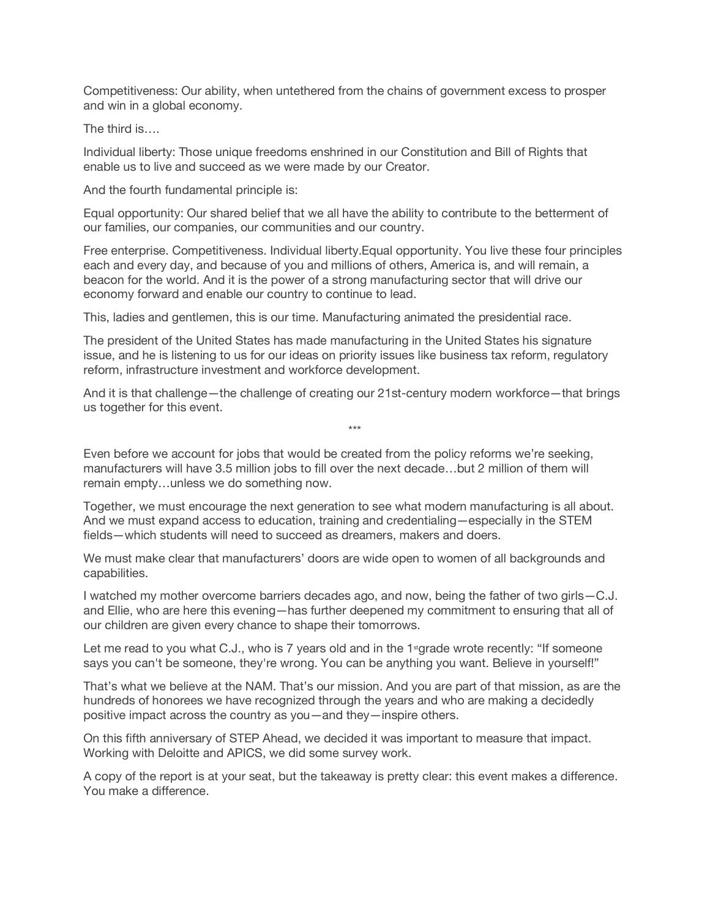Competitiveness: Our ability, when untethered from the chains of government excess to prosper and win in a global economy.

The third is….

Individual liberty: Those unique freedoms enshrined in our Constitution and Bill of Rights that enable us to live and succeed as we were made by our Creator.

And the fourth fundamental principle is:

Equal opportunity: Our shared belief that we all have the ability to contribute to the betterment of our families, our companies, our communities and our country.

Free enterprise. Competitiveness. Individual liberty.Equal opportunity. You live these four principles each and every day, and because of you and millions of others, America is, and will remain, a beacon for the world. And it is the power of a strong manufacturing sector that will drive our economy forward and enable our country to continue to lead.

This, ladies and gentlemen, this is our time. Manufacturing animated the presidential race.

The president of the United States has made manufacturing in the United States his signature issue, and he is listening to us for our ideas on priority issues like business tax reform, regulatory reform, infrastructure investment and workforce development.

And it is that challenge—the challenge of creating our 21st-century modern workforce—that brings us together for this event.

***

Even before we account for jobs that would be created from the policy reforms we're seeking, manufacturers will have 3.5 million jobs to fill over the next decade…but 2 million of them will remain empty…unless we do something now.

Together, we must encourage the next generation to see what modern manufacturing is all about. And we must expand access to education, training and credentialing—especially in the STEM fields—which students will need to succeed as dreamers, makers and doers.

We must make clear that manufacturers' doors are wide open to women of all backgrounds and capabilities.

I watched my mother overcome barriers decades ago, and now, being the father of two girls—C.J. and Ellie, who are here this evening—has further deepened my commitment to ensuring that all of our children are given every chance to shape their tomorrows.

Let me read to you what C.J., who is 7 years old and in the 1st grade wrote recently: "If someone says you can't be someone, they're wrong. You can be anything you want. Believe in yourself!"

That's what we believe at the NAM. That's our mission. And you are part of that mission, as are the hundreds of honorees we have recognized through the years and who are making a decidedly positive impact across the country as you—and they—inspire others.

On this fifth anniversary of STEP Ahead, we decided it was important to measure that impact. Working with Deloitte and APICS, we did some survey work.

A copy of the report is at your seat, but the takeaway is pretty clear: this event makes a difference. You make a difference.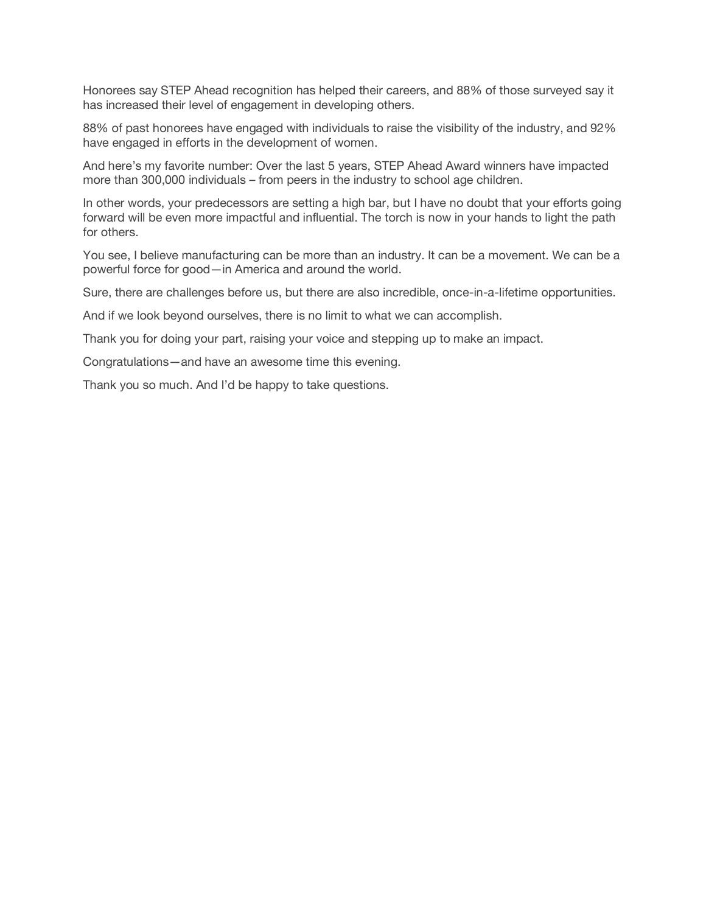Honorees say STEP Ahead recognition has helped their careers, and 88% of those surveyed say it has increased their level of engagement in developing others.

88% of past honorees have engaged with individuals to raise the visibility of the industry, and 92% have engaged in efforts in the development of women.

And here's my favorite number: Over the last 5 years, STEP Ahead Award winners have impacted more than 300,000 individuals – from peers in the industry to school age children.

In other words, your predecessors are setting a high bar, but I have no doubt that your efforts going forward will be even more impactful and influential. The torch is now in your hands to light the path for others.

You see, I believe manufacturing can be more than an industry. It can be a movement. We can be a powerful force for good—in America and around the world.

Sure, there are challenges before us, but there are also incredible, once-in-a-lifetime opportunities.

And if we look beyond ourselves, there is no limit to what we can accomplish.

Thank you for doing your part, raising your voice and stepping up to make an impact.

Congratulations—and have an awesome time this evening.

Thank you so much. And I'd be happy to take questions.